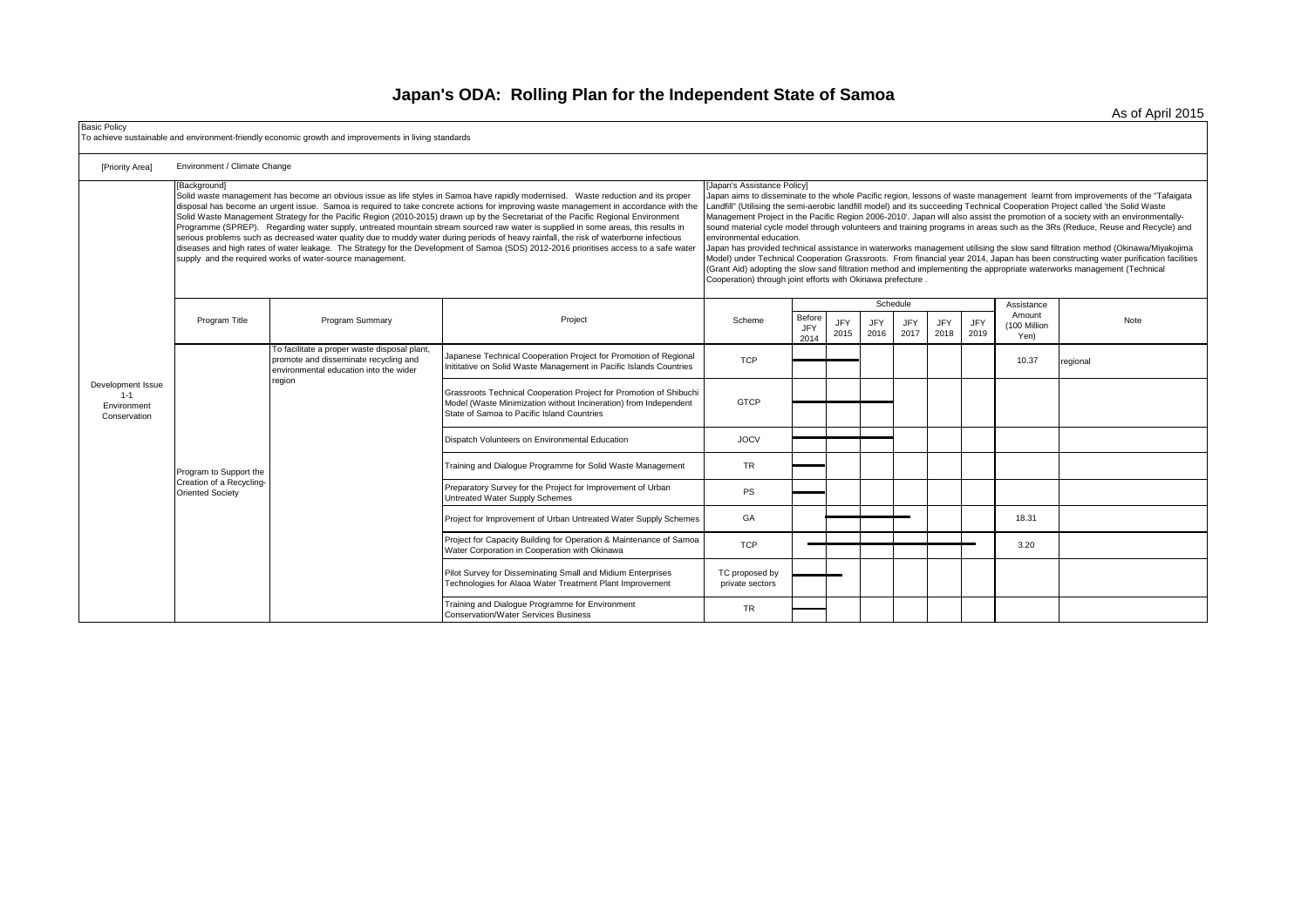# Japan's ODA: Rolling Plan for the Independent State of Samoa

As of April 2015

**Basic Policy**

To achieve sustainable and environment-friendly economic growth and improvements in living standards

**[Priority Area]** Environment / Climate Change

**[Background]**

Solid waste management has become an obvious issue as life styles in Samoa have rapidly modernised. Waste reduction and its proper disposal has become an urgent issue. Samoa is required to take concrete actions for improving waste management in accordance with the Solid Waste Management Strategy for the Pacific Region (2010-2015) drawn up by the Secretariat of the Pacific Regional Environment Programme (SPREP). Regarding water supply, untreated mountain stream sourced raw water is supplied in some areas, this results in serious problems such as decreased water quality due to muddy water during periods of heavy rainfall, the risk of waterborne infectious diseases and high rates of water leakage. The Strategy for the Development of Samoa (SDS) 2012-2016 prioritises access to a safe water supply and the required works of water-source management.

**[Japan's Assistance Policy]**

Japan aims to disseminate to the whole Pacific region, lessons of waste management learnt from improvements of the "Tafaigata Landfill" (Utilising the semi-aerobic landfill model) and its succeeding Technical Cooperation Project called 'the Solid Waste Management Project in the Pacific Region 2006-2010'. Japan will also assist the promotion of a society with an environmentally-sound material cycle model through volunteers and training programs in areas such as the 3Rs (Reduce, Reuse and Recycle) and environmental education.

Japan has provided technical assistance in waterworks management utilising the slow sand filtration method (Okinawa/Miyakojima Model) under Technical Cooperation Grassroots. From financial year 2014, Japan has been constructing water purification facilities (Grant Aid) adopting the slow sand filtration method and implementing the appropriate waterworks management (Technical Cooperation) through joint efforts with Okinawa prefecture .

| Development Issue | Program Title | Program Summary | Project | Scheme | Schedule: Before JFY 2014 | JFY 2015 | JFY 2016 | JFY 2017 | JFY 2018 | JFY 2019 | Assistance Amount (100 Million Yen) | Note |
|---|---|---|---|---|---|---|---|---|---|---|---|---|
| Development Issue 1-1 Environment Conservation | Program to Support the Creation of a Recycling-Oriented Society | To facilitate a proper waste disposal plant, promote and disseminate recycling and environmental education into the wider region | Japanese Technical Cooperation Project for Promotion of Regional Inititative on Solid Waste Management in Pacific Islands Countries | TCP | ━ | | | | | | 10.37 | regional |
| | | | Grassroots Technical Cooperation Project for Promotion of Shibuchi Model (Waste Minimization without Incineration) from Independent State of Samoa to Pacific Island Countries | GTCP | ━ | ━ | ━ | | | | | |
| | | | Dispatch Volunteers on Environmental Education | JOCV | ━ | ━ | ━ | | | | | |
| | | | Training and Dialogue Programme for Solid Waste Management | TR | ━ | | | | | | | |
| | | | Preparatory Survey for the Project for Improvement of Urban Untreated Water Supply Schemes | PS | ━ | | | | | | | |
| | | | Project for Improvement of Urban Untreated Water Supply Schemes | GA | | ━ | ━ | ━ | | | 18.31 | |
| | | | Project for Capacity Building for Operation & Maintenance of Samoa Water Corporation in Cooperation with Okinawa | TCP | ━ | ━ | ━ | ━ | ━ | | 3.20 | |
| | | | Pilot Survey for Disseminating Small and Midium Enterprises Technologies for Alaoa Water Treatment Plant Improvement | TC proposed by private sectors | ━ | ━ | | | | | | |
| | | | Training and Dialogue Programme for Environment Conservation/Water Services Business | TR | ━ | | | | | | | |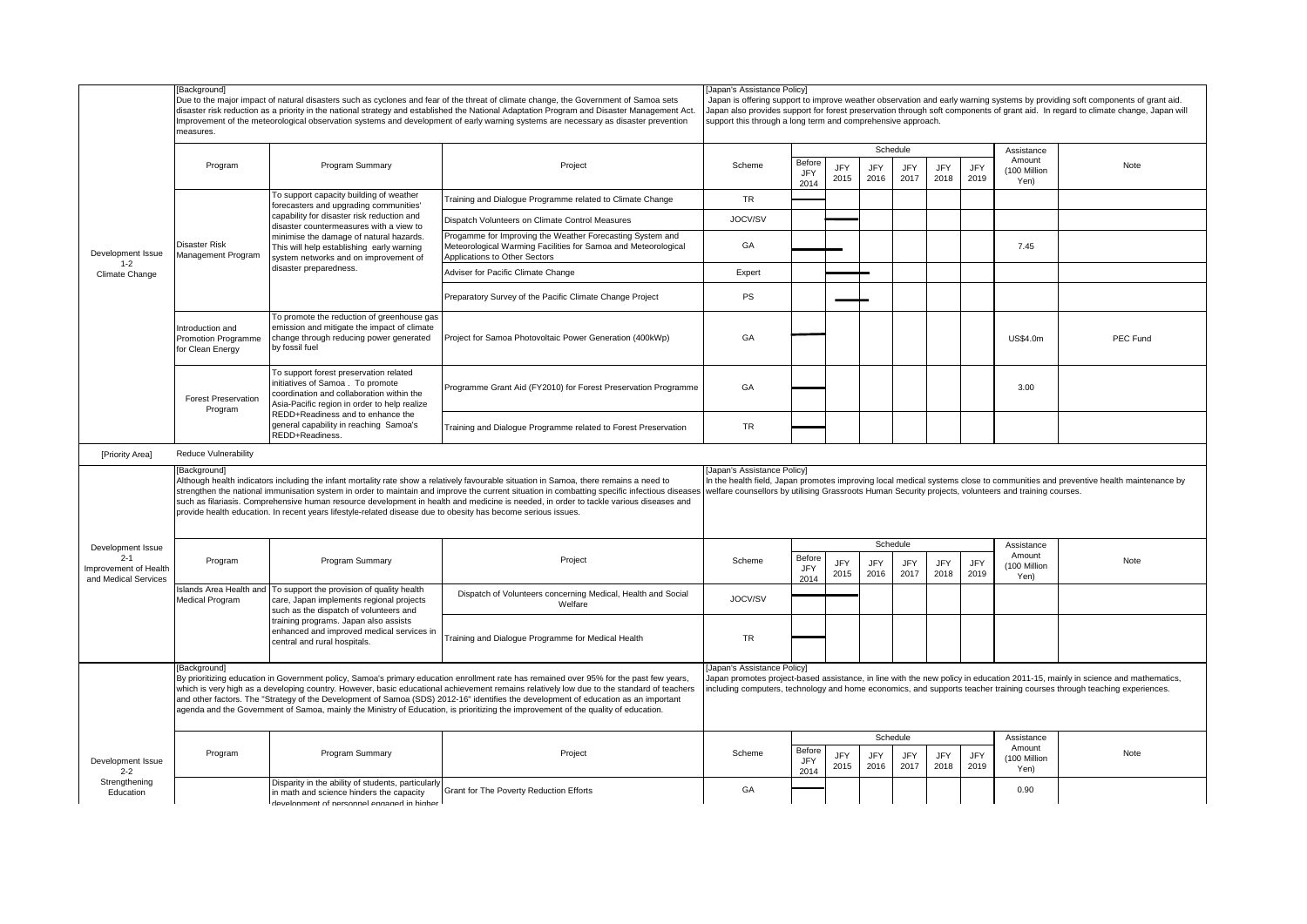| Development Issue | | | | | | | | | | | | |
|---|---|---|---|---|---|---|---|---|---|---|---|---|
| Development Issue 1-2 Climate Change | [Background] Due to the major impact of natural disasters such as cyclones and fear of the threat of climate change, the Government of Samoa sets disaster risk reduction as a priority in the national strategy and established the National Adaptation Program and Disaster Management Act. Improvement of the meteorological observation systems and development of early warning systems are necessary as disaster prevention measures. | | | [Japan's Assistance Policy] Japan is offering support to improve weather observation and early warning systems by providing soft components of grant aid. Japan also provides support for forest preservation through soft components of grant aid. In regard to climate change, Japan will support this through a long term and comprehensive approach. | | | | | | | | |
| | Program | Program Summary | Project | Scheme | Schedule: Before JFY 2014 | JFY 2015 | JFY 2016 | JFY 2017 | JFY 2018 | JFY 2019 | Assistance Amount (100 Million Yen) | Note |
| | Disaster Risk Management Program | To support capacity building of weather forecasters and upgrading communities' capability for disaster risk reduction and disaster countermeasures with a view to minimise the damage of natural hazards. This will help establishing early warning system networks and on improvement of disaster preparedness. | Training and Dialogue Programme related to Climate Change | TR | ▬ | | | | | | | |
| | | | Dispatch Volunteers on Climate Control Measures | JOCV/SV | | ▬ | | | | | | |
| | | | Progamme for Improving the Weather Forecasting System and Meteorological Warming Facilities for Samoa and Meteorological Applications to Other Sectors | GA | ▬ | ▬ | | | | | 7.45 | |
| | | | Adviser for Pacific Climate Change | Expert | | ▬ | ▬ | | | | | |
| | | | Preparatory Survey of the Pacific Climate Change Project | PS | | ▬ | ▬ | | | | | |
| | Introduction and Promotion Programme for Clean Energy | To promote the reduction of greenhouse gas emission and mitigate the impact of climate change through reducing power generated by fossil fuel | Project for Samoa Photovoltaic Power Generation (400kWp) | GA | ▬ | | | | | | US$4.0m | PEC Fund |
| | Forest Preservation Program | To support forest preservation related initiatives of Samoa . To promote coordination and collaboration within the Asia-Pacific region in order to help realize REDD+Readiness and to enhance the general capability in reaching Samoa's REDD+Readiness. | Programme Grant Aid (FY2010) for Forest Preservation Programme | GA | ▬ | | | | | | 3.00 | |
| | | | Training and Dialogue Programme related to Forest Preservation | TR | ▬ | | | | | | | |

[Priority Area] Reduce Vulnerability

| Development Issue | | | | | | | | | | | | |
|---|---|---|---|---|---|---|---|---|---|---|---|---|
| Development Issue 2-1 Improvement of Health and Medical Services | [Background] Although health indicators including the infant mortality rate show a relatively favourable situation in Samoa, there remains a need to strengthen the national immunisation system in order to maintain and improve the current situation in combatting specific infectious diseases such as filariasis. Comprehensive human resource development in health and medicine is needed, in order to tackle various diseases and provide health education. In recent years lifestyle-related disease due to obesity has become serious issues. | | | [Japan's Assistance Policy] In the health field, Japan promotes improving local medical systems close to communities and preventive health maintenance by welfare counsellors by utilising Grassroots Human Security projects, volunteers and training courses. | | | | | | | | |
| | Program | Program Summary | Project | Scheme | Schedule: Before JFY 2014 | JFY 2015 | JFY 2016 | JFY 2017 | JFY 2018 | JFY 2019 | Assistance Amount (100 Million Yen) | Note |
| | Islands Area Health and Medical Program | To support the provision of quality health care, Japan implements regional projects such as the dispatch of volunteers and training programs. Japan also assists enhanced and improved medical services in central and rural hospitals. | Dispatch of Volunteers concerning Medical, Health and Social Welfare | JOCV/SV | ▬ | ▬ | | | | | | |
| | | | Training and Dialogue Programme for Medical Health | TR | ▬ | | | | | | | |
| Development Issue 2-2 Strengthening Education | [Background] By prioritizing education in Government policy, Samoa's primary education enrollment rate has remained over 95% for the past few years, which is very high as a developing country. However, basic educational achievement remains relatively low due to the standard of teachers and other factors. The "Strategy of the Development of Samoa (SDS) 2012-16" identifies the development of education as an important agenda and the Government of Samoa, mainly the Ministry of Education, is prioritizing the improvement of the quality of education. | | | [Japan's Assistance Policy] Japan promotes project-based assistance, in line with the new policy in education 2011-15, mainly in science and mathematics, including computers, technology and home economics, and supports teacher training courses through teaching experiences. | | | | | | | | |
| | Program | Program Summary | Project | Scheme | Schedule: Before JFY 2014 | JFY 2015 | JFY 2016 | JFY 2017 | JFY 2018 | JFY 2019 | Assistance Amount (100 Million Yen) | Note |
| | | Disparity in the ability of students, particularly in math and science hinders the capacity development of personnel engaged in higher | Grant for The Poverty Reduction Efforts | GA | ▬ | | | | | | 0.90 | |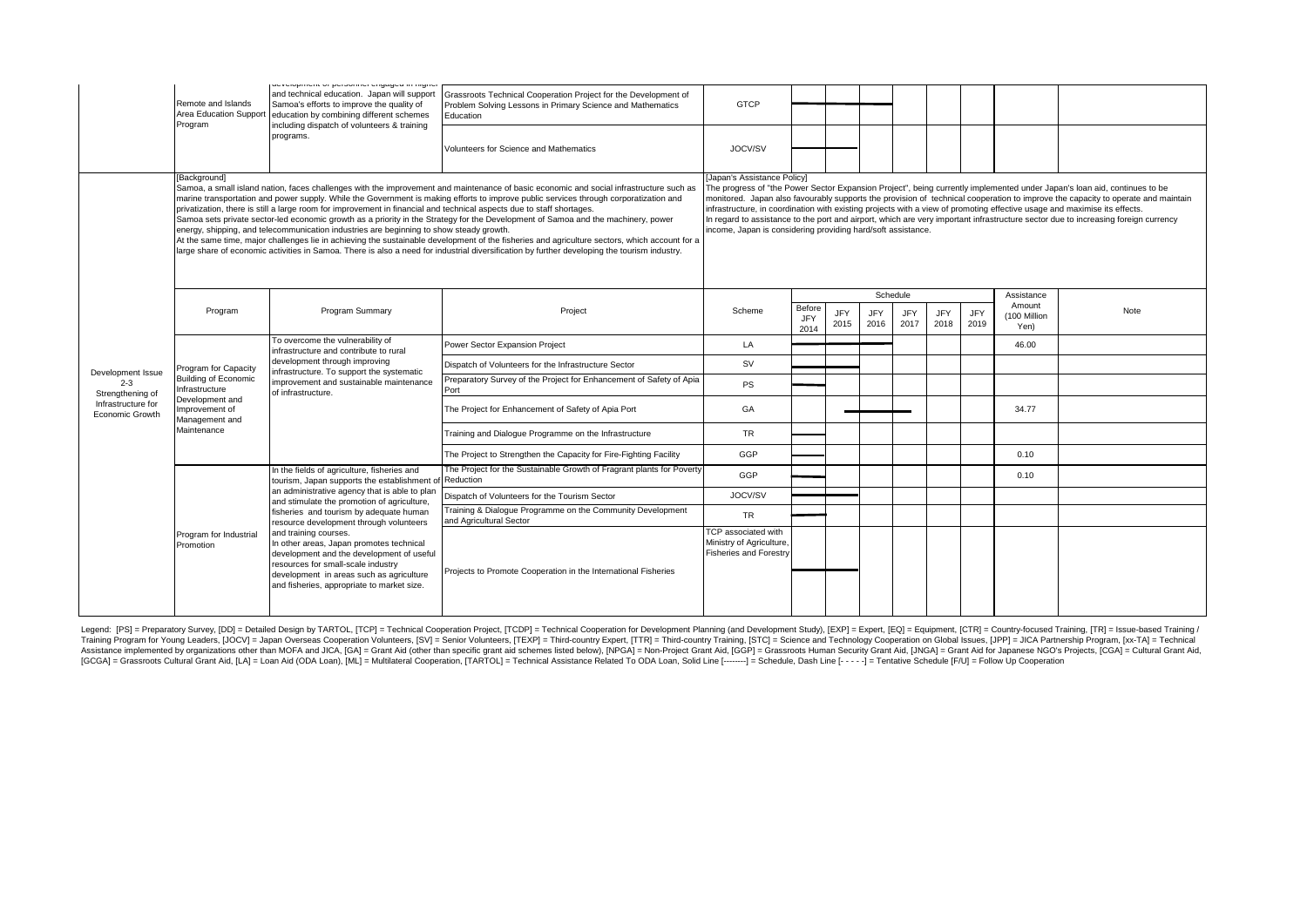| | Program | Program Summary | Project | Scheme | Before JFY 2014 | JFY 2015 | JFY 2016 | JFY 2017 | JFY 2018 | JFY 2019 | Assistance Amount (100 Million Yen) | Note |
|---|---|---|---|---|---|---|---|---|---|---|---|---|
| | Remote and Islands Area Education Support Program | development of personnel engaged in higher and technical education. Japan will support Samoa's efforts to improve the quality of education by combining different schemes including dispatch of volunteers & training programs. | Grassroots Technical Cooperation Project for the Development of Problem Solving Lessons in Primary Science and Mathematics Education | GTCP | | | | | | | | |
| | | | Volunteers for Science and Mathematics | JOCV/SV | | | | | | | | |

[Background]
Samoa, a small island nation, faces challenges with the improvement and maintenance of basic economic and social infrastructure such as marine transportation and power supply. While the Government is making efforts to improve public services through corporatization and privatization, there is still a large room for improvement in financial and technical aspects due to staff shortages.
Samoa sets private sector-led economic growth as a priority in the Strategy for the Development of Samoa and the machinery, power energy, shipping, and telecommunication industries are beginning to show steady growth.
At the same time, major challenges lie in achieving the sustainable development of the fisheries and agriculture sectors, which account for a large share of economic activities in Samoa. There is also a need for industrial diversification by further developing the tourism industry.

[Japan's Assistance Policy]
The progress of "the Power Sector Expansion Project", being currently implemented under Japan's loan aid, continues to be monitored. Japan also favourably supports the provision of technical cooperation to improve the capacity to operate and maintain infrastructure, in coordination with existing projects with a view of promoting effective usage and maximise its effects.
In regard to assistance to the port and airport, which are very important infrastructure sector due to increasing foreign currency income, Japan is considering providing hard/soft assistance.

| | Program | Program Summary | Project | Scheme | Schedule: Before JFY 2014 | JFY 2015 | JFY 2016 | JFY 2017 | JFY 2018 | JFY 2019 | Assistance Amount (100 Million Yen) | Note |
|---|---|---|---|---|---|---|---|---|---|---|---|---|
| Development Issue 2-3 Strengthening of Infrastructure for Economic Growth | Program for Capacity Building of Economic Infrastructure Development and Improvement of Management and Maintenance | To overcome the vulnerability of infrastructure and contribute to rural development through improving infrastructure. To support the systematic improvement and sustainable maintenance of infrastructure. | Power Sector Expansion Project | LA | | | | | | | 46.00 | |
| | | | Dispatch of Volunteers for the Infrastructure Sector | SV | | | | | | | | |
| | | | Preparatory Survey of the Project for Enhancement of Safety of Apia Port | PS | | | | | | | | |
| | | | The Project for Enhancement of Safety of Apia Port | GA | | | | | | | 34.77 | |
| | | | Training and Dialogue Programme on the Infrastructure | TR | | | | | | | | |
| | | | The Project to Strengthen the Capacity for Fire-Fighting Facility | GGP | | | | | | | 0.10 | |
| | Program for Industrial Promotion | In the fields of agriculture, fisheries and tourism, Japan supports the establishment of an administrative agency that is able to plan and stimulate the promotion of agriculture, fisheries and tourism by adequate human resource development through volunteers and training courses. In other areas, Japan promotes technical development and the development of useful resources for small-scale industry development in areas such as agriculture and fisheries, appropriate to market size. | The Project for the Sustainable Growth of Fragrant plants for Poverty Reduction | GGP | | | | | | | 0.10 | |
| | | | Dispatch of Volunteers for the Tourism Sector | JOCV/SV | | | | | | | | |
| | | | Training & Dialogue Programme on the Community Development and Agricultural Sector | TR | | | | | | | | |
| | | | Projects to Promote Cooperation in the International Fisheries | TCP associated with Ministry of Agriculture, Fisheries and Forestry | | | | | | | | |

Legend: [PS] = Preparatory Survey, [DD] = Detailed Design by TARTOL, [TCP] = Technical Cooperation Project, [TCDP] = Technical Cooperation for Development Planning (and Development Study), [EXP] = Expert, [EQ] = Equipment, [CTR] = Country-focused Training, [TR] = Issue-based Training / Training Program for Young Leaders, [JOCV] = Japan Overseas Cooperation Volunteers, [SV] = Senior Volunteers, [TEXP] = Third-country Expert, [TTR] = Third-country Training, [STC] = Science and Technology Cooperation on Global Issues, [JPP] = JICA Partnership Program, [xx-TA] = Technical Assistance implemented by organizations other than MOFA and JICA, [GA] = Grant Aid (other than specific grant aid schemes listed below), [NPGA] = Non-Project Grant Aid, [GGP] = Grassroots Human Security Grant Aid, [JNGA] = Grant Aid for Japanese NGO's Projects, [CGA] = Cultural Grant Aid, [GCGA] = Grassroots Cultural Grant Aid, [LA] = Loan Aid (ODA Loan), [ML] = Multilateral Cooperation, [TARTOL] = Technical Assistance Related To ODA Loan, Solid Line [--------] = Schedule, Dash Line [- - - - -] = Tentative Schedule [F/U] = Follow Up Cooperation